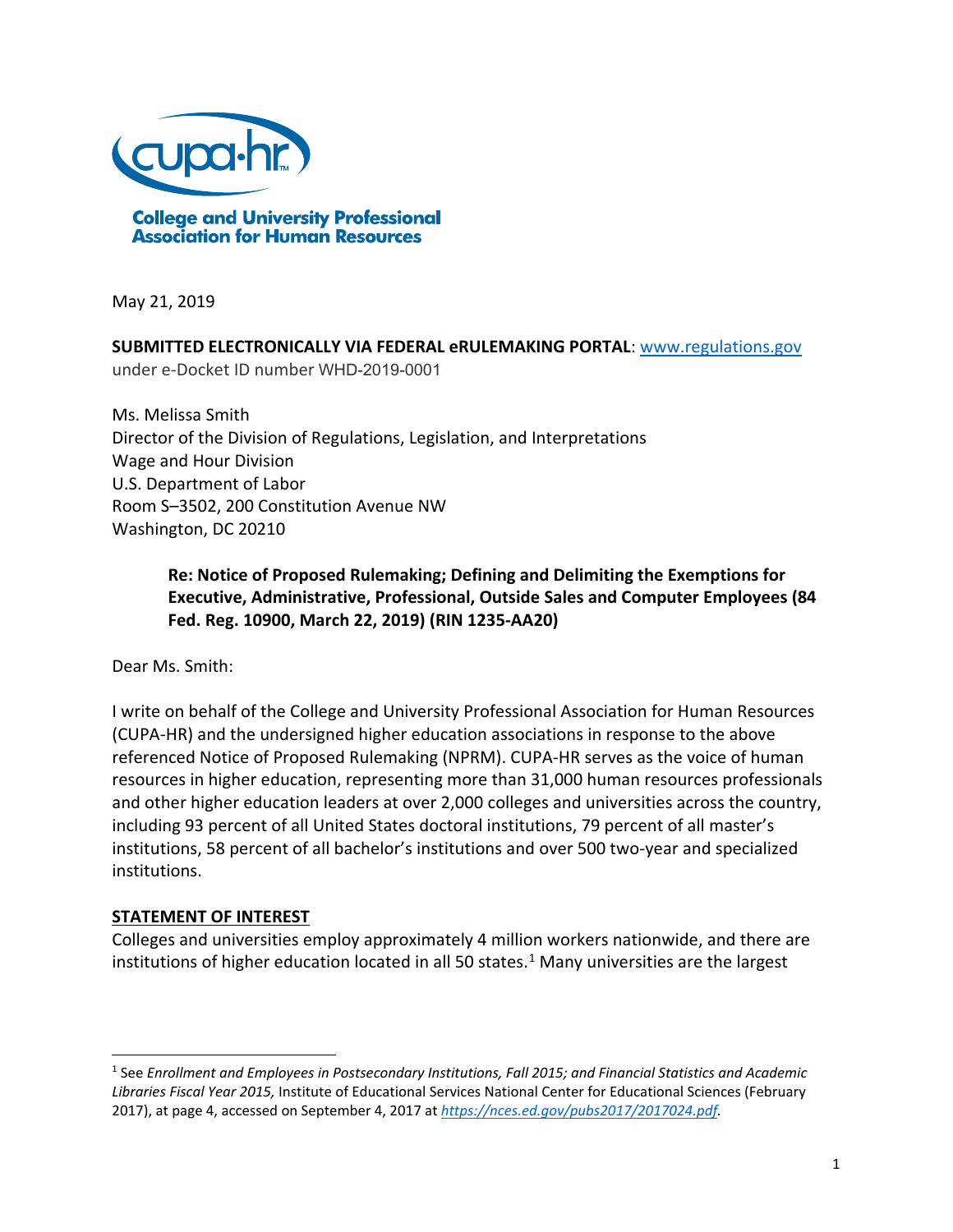College and University Professional Association for Human Resources

May 21, 2019

**SUBMITTED ELECTRONICALLY VIA FEDERAL eRULEMAKING PORTAL**: www.regulations.gov under e-Docket ID number WHD-2019-0001

Ms. Melissa Smith
Director of the Division of Regulations, Legislation, and Interpretations
Wage and Hour Division
U.S. Department of Labor
Room S–3502, 200 Constitution Avenue NW
Washington, DC 20210

> **Re: Notice of Proposed Rulemaking; Defining and Delimiting the Exemptions for Executive, Administrative, Professional, Outside Sales and Computer Employees (84 Fed. Reg. 10900, March 22, 2019) (RIN 1235-AA20)**

Dear Ms. Smith:

I write on behalf of the College and University Professional Association for Human Resources (CUPA-HR) and the undersigned higher education associations in response to the above referenced Notice of Proposed Rulemaking (NPRM). CUPA-HR serves as the voice of human resources in higher education, representing more than 31,000 human resources professionals and other higher education leaders at over 2,000 colleges and universities across the country, including 93 percent of all United States doctoral institutions, 79 percent of all master's institutions, 58 percent of all bachelor's institutions and over 500 two-year and specialized institutions.

## STATEMENT OF INTEREST

Colleges and universities employ approximately 4 million workers nationwide, and there are institutions of higher education located in all 50 states.[1] Many universities are the largest

[1] See *Enrollment and Employees in Postsecondary Institutions, Fall 2015; and Financial Statistics and Academic Libraries Fiscal Year 2015,* Institute of Educational Services National Center for Educational Sciences (February 2017), at page 4, accessed on September 4, 2017 at *https://nces.ed.gov/pubs2017/2017024.pdf*.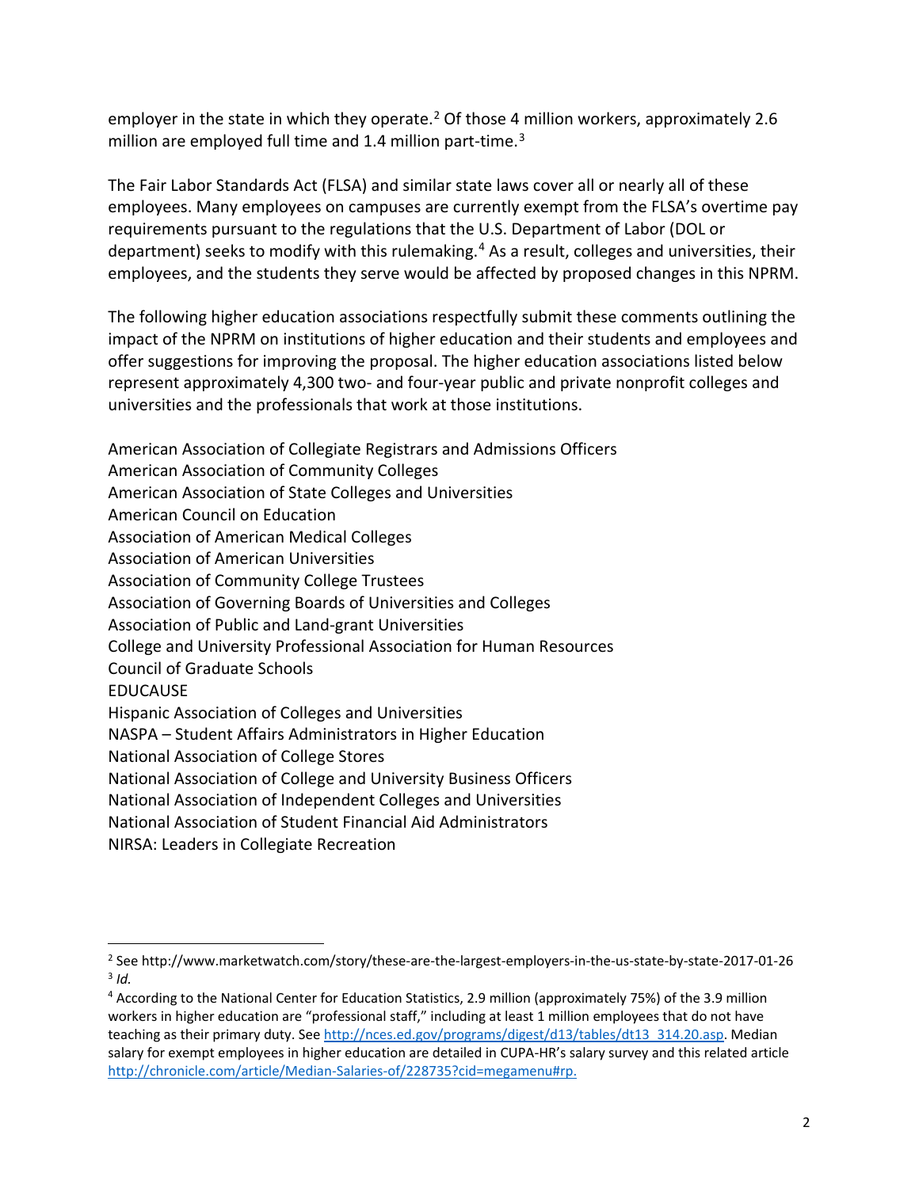employer in the state in which they operate.[2] Of those 4 million workers, approximately 2.6 million are employed full time and 1.4 million part-time.[3]

The Fair Labor Standards Act (FLSA) and similar state laws cover all or nearly all of these employees. Many employees on campuses are currently exempt from the FLSA's overtime pay requirements pursuant to the regulations that the U.S. Department of Labor (DOL or department) seeks to modify with this rulemaking.[4] As a result, colleges and universities, their employees, and the students they serve would be affected by proposed changes in this NPRM.

The following higher education associations respectfully submit these comments outlining the impact of the NPRM on institutions of higher education and their students and employees and offer suggestions for improving the proposal. The higher education associations listed below represent approximately 4,300 two- and four-year public and private nonprofit colleges and universities and the professionals that work at those institutions.

American Association of Collegiate Registrars and Admissions Officers
American Association of Community Colleges
American Association of State Colleges and Universities
American Council on Education
Association of American Medical Colleges
Association of American Universities
Association of Community College Trustees
Association of Governing Boards of Universities and Colleges
Association of Public and Land-grant Universities
College and University Professional Association for Human Resources
Council of Graduate Schools
EDUCAUSE
Hispanic Association of Colleges and Universities
NASPA – Student Affairs Administrators in Higher Education
National Association of College Stores
National Association of College and University Business Officers
National Association of Independent Colleges and Universities
National Association of Student Financial Aid Administrators
NIRSA: Leaders in Collegiate Recreation

---

[2] See http://www.marketwatch.com/story/these-are-the-largest-employers-in-the-us-state-by-state-2017-01-26

[3] *Id.*

[4] According to the National Center for Education Statistics, 2.9 million (approximately 75%) of the 3.9 million workers in higher education are "professional staff," including at least 1 million employees that do not have teaching as their primary duty. See http://nces.ed.gov/programs/digest/d13/tables/dt13_314.20.asp. Median salary for exempt employees in higher education are detailed in CUPA-HR's salary survey and this related article http://chronicle.com/article/Median-Salaries-of/228735?cid=megamenu#rp.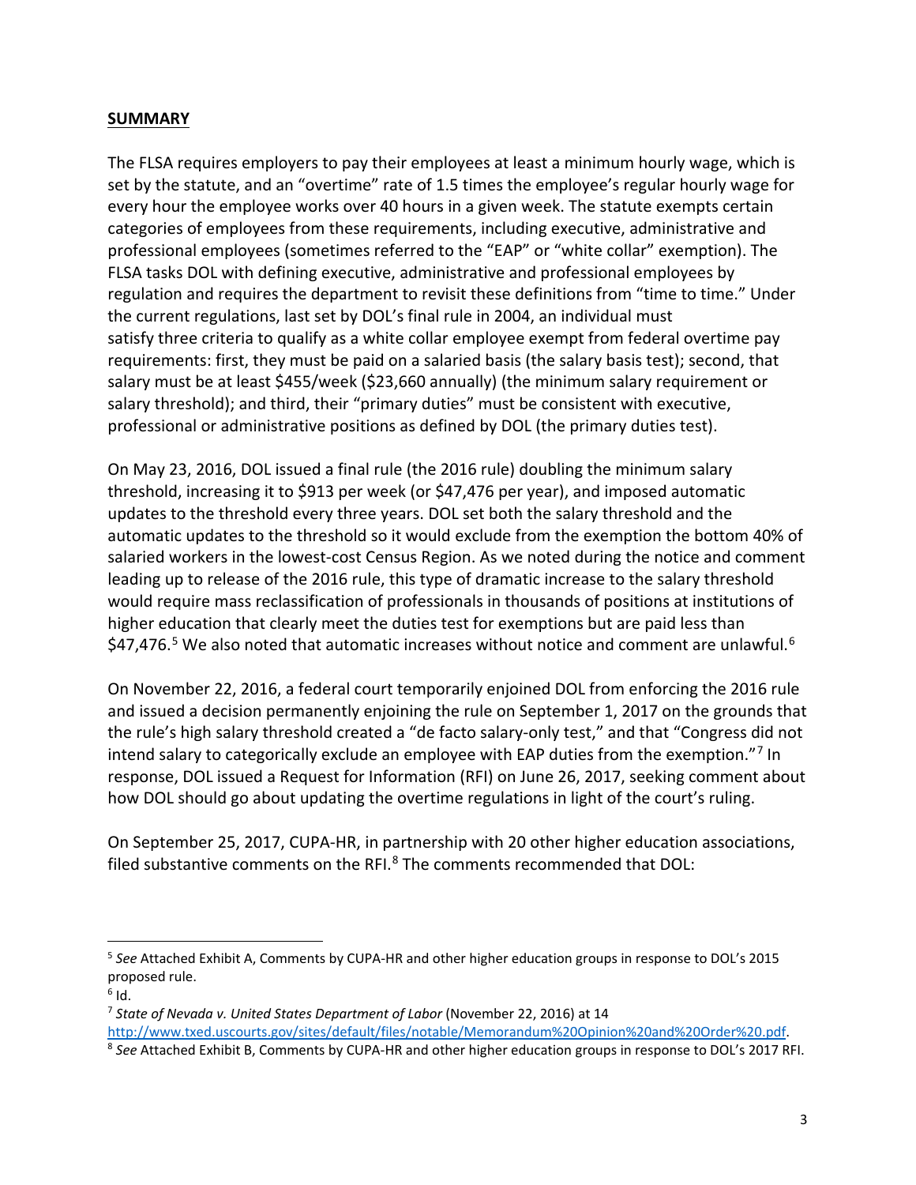## **SUMMARY**

The FLSA requires employers to pay their employees at least a minimum hourly wage, which is set by the statute, and an "overtime" rate of 1.5 times the employee's regular hourly wage for every hour the employee works over 40 hours in a given week. The statute exempts certain categories of employees from these requirements, including executive, administrative and professional employees (sometimes referred to the "EAP" or "white collar" exemption). The FLSA tasks DOL with defining executive, administrative and professional employees by regulation and requires the department to revisit these definitions from "time to time." Under the current regulations, last set by DOL's final rule in 2004, an individual must satisfy three criteria to qualify as a white collar employee exempt from federal overtime pay requirements: first, they must be paid on a salaried basis (the salary basis test); second, that salary must be at least $455/week ($23,660 annually) (the minimum salary requirement or salary threshold); and third, their "primary duties" must be consistent with executive, professional or administrative positions as defined by DOL (the primary duties test).

On May 23, 2016, DOL issued a final rule (the 2016 rule) doubling the minimum salary threshold, increasing it to $913 per week (or $47,476 per year), and imposed automatic updates to the threshold every three years. DOL set both the salary threshold and the automatic updates to the threshold so it would exclude from the exemption the bottom 40% of salaried workers in the lowest-cost Census Region. As we noted during the notice and comment leading up to release of the 2016 rule, this type of dramatic increase to the salary threshold would require mass reclassification of professionals in thousands of positions at institutions of higher education that clearly meet the duties test for exemptions but are paid less than $47,476.[5] We also noted that automatic increases without notice and comment are unlawful.[6]

On November 22, 2016, a federal court temporarily enjoined DOL from enforcing the 2016 rule and issued a decision permanently enjoining the rule on September 1, 2017 on the grounds that the rule's high salary threshold created a "de facto salary-only test," and that "Congress did not intend salary to categorically exclude an employee with EAP duties from the exemption."[7] In response, DOL issued a Request for Information (RFI) on June 26, 2017, seeking comment about how DOL should go about updating the overtime regulations in light of the court's ruling.

On September 25, 2017, CUPA-HR, in partnership with 20 other higher education associations, filed substantive comments on the RFI.[8] The comments recommended that DOL:

---

[5] *See* Attached Exhibit A, Comments by CUPA-HR and other higher education groups in response to DOL's 2015 proposed rule.

[6] Id.

[7] *State of Nevada v. United States Department of Labor* (November 22, 2016) at 14 http://www.txed.uscourts.gov/sites/default/files/notable/Memorandum%20Opinion%20and%20Order%20.pdf.

[8] *See* Attached Exhibit B, Comments by CUPA-HR and other higher education groups in response to DOL's 2017 RFI.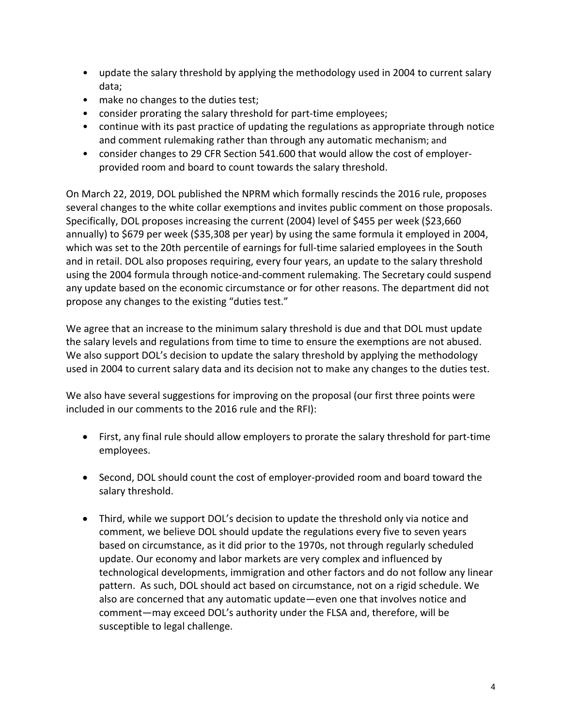- update the salary threshold by applying the methodology used in 2004 to current salary data;
- make no changes to the duties test;
- consider prorating the salary threshold for part-time employees;
- continue with its past practice of updating the regulations as appropriate through notice and comment rulemaking rather than through any automatic mechanism; and
- consider changes to 29 CFR Section 541.600 that would allow the cost of employer-provided room and board to count towards the salary threshold.

On March 22, 2019, DOL published the NPRM which formally rescinds the 2016 rule, proposes several changes to the white collar exemptions and invites public comment on those proposals. Specifically, DOL proposes increasing the current (2004) level of $455 per week ($23,660 annually) to $679 per week ($35,308 per year) by using the same formula it employed in 2004, which was set to the 20th percentile of earnings for full-time salaried employees in the South and in retail. DOL also proposes requiring, every four years, an update to the salary threshold using the 2004 formula through notice-and-comment rulemaking. The Secretary could suspend any update based on the economic circumstance or for other reasons. The department did not propose any changes to the existing "duties test."

We agree that an increase to the minimum salary threshold is due and that DOL must update the salary levels and regulations from time to time to ensure the exemptions are not abused. We also support DOL's decision to update the salary threshold by applying the methodology used in 2004 to current salary data and its decision not to make any changes to the duties test.

We also have several suggestions for improving on the proposal (our first three points were included in our comments to the 2016 rule and the RFI):

- First, any final rule should allow employers to prorate the salary threshold for part-time employees.

- Second, DOL should count the cost of employer-provided room and board toward the salary threshold.

- Third, while we support DOL's decision to update the threshold only via notice and comment, we believe DOL should update the regulations every five to seven years based on circumstance, as it did prior to the 1970s, not through regularly scheduled update. Our economy and labor markets are very complex and influenced by technological developments, immigration and other factors and do not follow any linear pattern. As such, DOL should act based on circumstance, not on a rigid schedule. We also are concerned that any automatic update—even one that involves notice and comment—may exceed DOL's authority under the FLSA and, therefore, will be susceptible to legal challenge.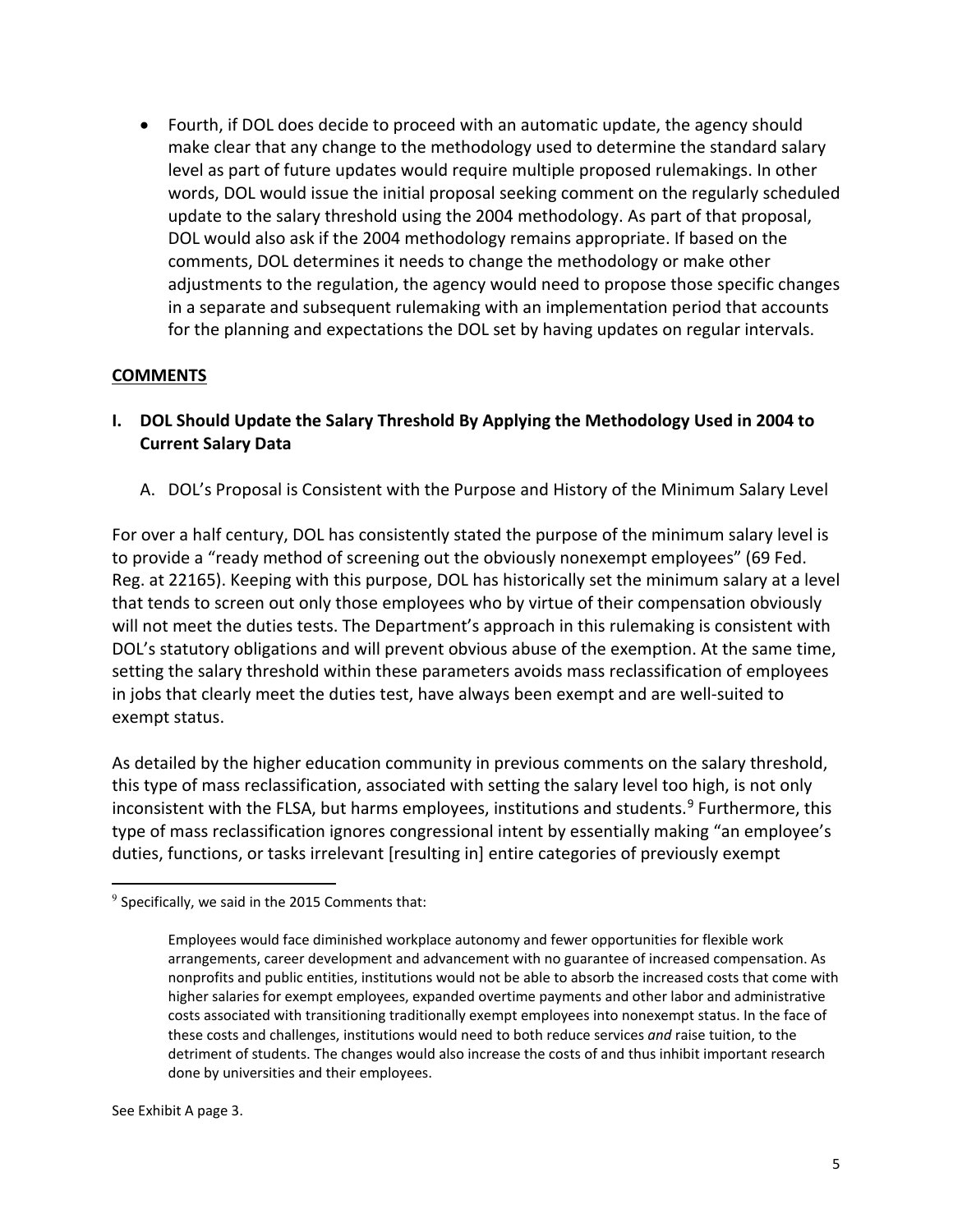- Fourth, if DOL does decide to proceed with an automatic update, the agency should make clear that any change to the methodology used to determine the standard salary level as part of future updates would require multiple proposed rulemakings. In other words, DOL would issue the initial proposal seeking comment on the regularly scheduled update to the salary threshold using the 2004 methodology. As part of that proposal, DOL would also ask if the 2004 methodology remains appropriate. If based on the comments, DOL determines it needs to change the methodology or make other adjustments to the regulation, the agency would need to propose those specific changes in a separate and subsequent rulemaking with an implementation period that accounts for the planning and expectations the DOL set by having updates on regular intervals.

## COMMENTS

### I. DOL Should Update the Salary Threshold By Applying the Methodology Used in 2004 to Current Salary Data

A. DOL's Proposal is Consistent with the Purpose and History of the Minimum Salary Level

For over a half century, DOL has consistently stated the purpose of the minimum salary level is to provide a "ready method of screening out the obviously nonexempt employees" (69 Fed. Reg. at 22165). Keeping with this purpose, DOL has historically set the minimum salary at a level that tends to screen out only those employees who by virtue of their compensation obviously will not meet the duties tests. The Department's approach in this rulemaking is consistent with DOL's statutory obligations and will prevent obvious abuse of the exemption. At the same time, setting the salary threshold within these parameters avoids mass reclassification of employees in jobs that clearly meet the duties test, have always been exempt and are well-suited to exempt status.

As detailed by the higher education community in previous comments on the salary threshold, this type of mass reclassification, associated with setting the salary level too high, is not only inconsistent with the FLSA, but harms employees, institutions and students.[9] Furthermore, this type of mass reclassification ignores congressional intent by essentially making "an employee's duties, functions, or tasks irrelevant [resulting in] entire categories of previously exempt

---

[9] Specifically, we said in the 2015 Comments that:

> Employees would face diminished workplace autonomy and fewer opportunities for flexible work arrangements, career development and advancement with no guarantee of increased compensation. As nonprofits and public entities, institutions would not be able to absorb the increased costs that come with higher salaries for exempt employees, expanded overtime payments and other labor and administrative costs associated with transitioning traditionally exempt employees into nonexempt status. In the face of these costs and challenges, institutions would need to both reduce services *and* raise tuition, to the detriment of students. The changes would also increase the costs of and thus inhibit important research done by universities and their employees.

See Exhibit A page 3.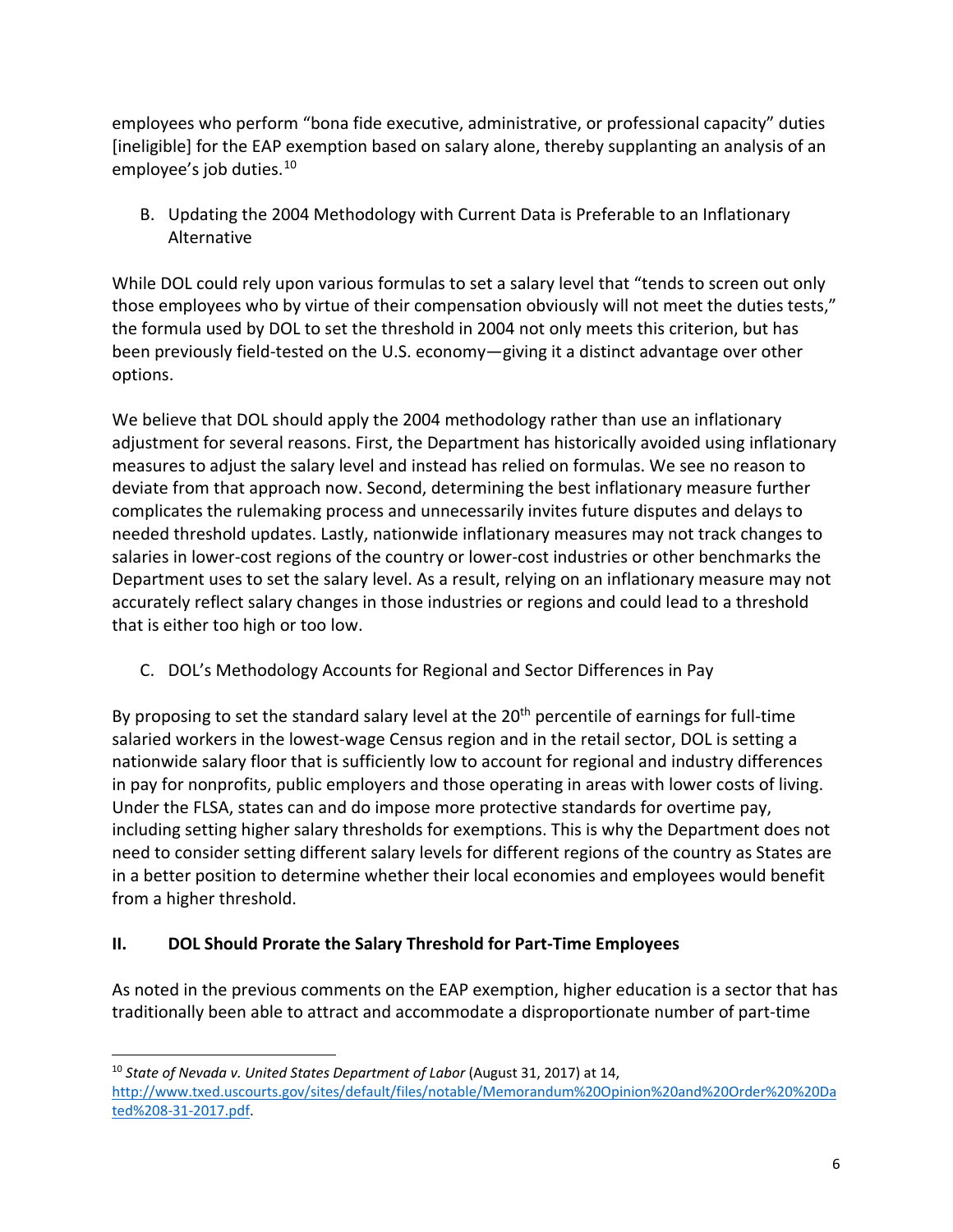employees who perform "bona fide executive, administrative, or professional capacity" duties [ineligible] for the EAP exemption based on salary alone, thereby supplanting an analysis of an employee's job duties.[10]

### B. Updating the 2004 Methodology with Current Data is Preferable to an Inflationary Alternative

While DOL could rely upon various formulas to set a salary level that "tends to screen out only those employees who by virtue of their compensation obviously will not meet the duties tests," the formula used by DOL to set the threshold in 2004 not only meets this criterion, but has been previously field-tested on the U.S. economy—giving it a distinct advantage over other options.

We believe that DOL should apply the 2004 methodology rather than use an inflationary adjustment for several reasons. First, the Department has historically avoided using inflationary measures to adjust the salary level and instead has relied on formulas. We see no reason to deviate from that approach now. Second, determining the best inflationary measure further complicates the rulemaking process and unnecessarily invites future disputes and delays to needed threshold updates. Lastly, nationwide inflationary measures may not track changes to salaries in lower-cost regions of the country or lower-cost industries or other benchmarks the Department uses to set the salary level. As a result, relying on an inflationary measure may not accurately reflect salary changes in those industries or regions and could lead to a threshold that is either too high or too low.

### C. DOL's Methodology Accounts for Regional and Sector Differences in Pay

By proposing to set the standard salary level at the 20th percentile of earnings for full-time salaried workers in the lowest-wage Census region and in the retail sector, DOL is setting a nationwide salary floor that is sufficiently low to account for regional and industry differences in pay for nonprofits, public employers and those operating in areas with lower costs of living. Under the FLSA, states can and do impose more protective standards for overtime pay, including setting higher salary thresholds for exemptions. This is why the Department does not need to consider setting different salary levels for different regions of the country as States are in a better position to determine whether their local economies and employees would benefit from a higher threshold.

## II. DOL Should Prorate the Salary Threshold for Part-Time Employees

As noted in the previous comments on the EAP exemption, higher education is a sector that has traditionally been able to attract and accommodate a disproportionate number of part-time

---

[10] *State of Nevada v. United States Department of Labor* (August 31, 2017) at 14, http://www.txed.uscourts.gov/sites/default/files/notable/Memorandum%20Opinion%20and%20Order%20%20Dated%208-31-2017.pdf.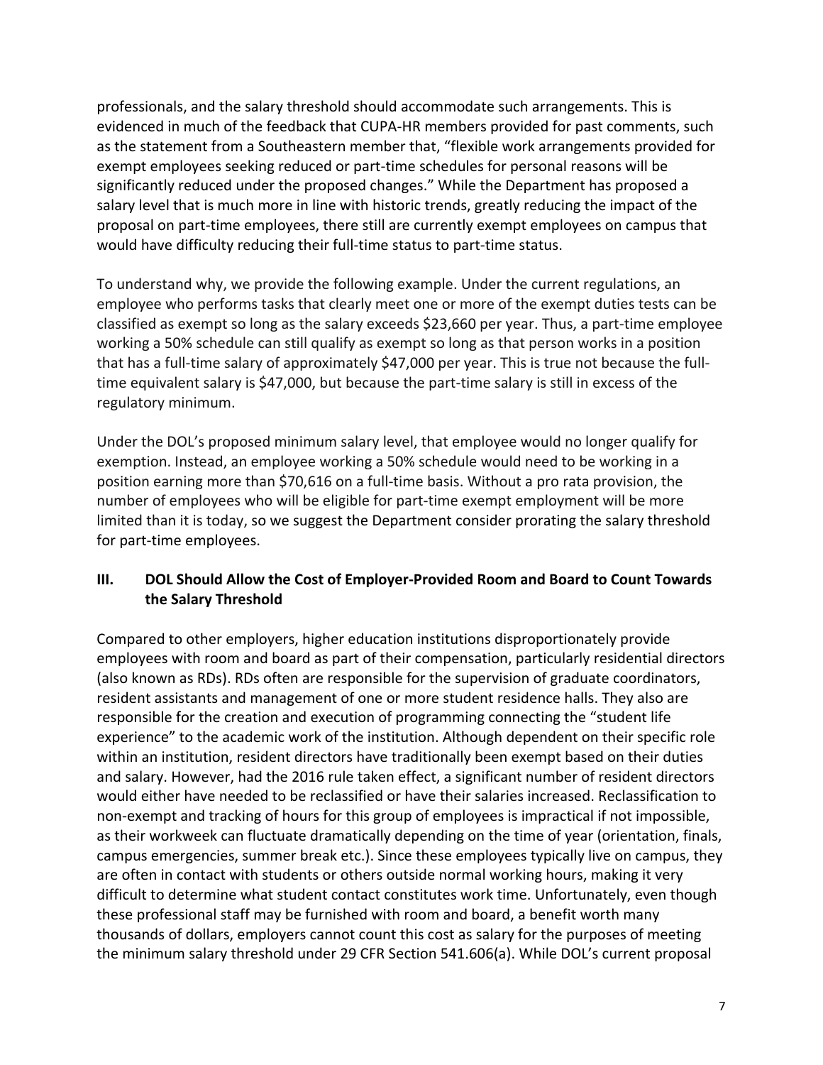professionals, and the salary threshold should accommodate such arrangements. This is evidenced in much of the feedback that CUPA-HR members provided for past comments, such as the statement from a Southeastern member that, "flexible work arrangements provided for exempt employees seeking reduced or part-time schedules for personal reasons will be significantly reduced under the proposed changes." While the Department has proposed a salary level that is much more in line with historic trends, greatly reducing the impact of the proposal on part-time employees, there still are currently exempt employees on campus that would have difficulty reducing their full-time status to part-time status.

To understand why, we provide the following example. Under the current regulations, an employee who performs tasks that clearly meet one or more of the exempt duties tests can be classified as exempt so long as the salary exceeds $23,660 per year. Thus, a part-time employee working a 50% schedule can still qualify as exempt so long as that person works in a position that has a full-time salary of approximately $47,000 per year. This is true not because the full-time equivalent salary is $47,000, but because the part-time salary is still in excess of the regulatory minimum.

Under the DOL's proposed minimum salary level, that employee would no longer qualify for exemption. Instead, an employee working a 50% schedule would need to be working in a position earning more than $70,616 on a full-time basis. Without a pro rata provision, the number of employees who will be eligible for part-time exempt employment will be more limited than it is today, so we suggest the Department consider prorating the salary threshold for part-time employees.

### III. DOL Should Allow the Cost of Employer-Provided Room and Board to Count Towards the Salary Threshold

Compared to other employers, higher education institutions disproportionately provide employees with room and board as part of their compensation, particularly residential directors (also known as RDs). RDs often are responsible for the supervision of graduate coordinators, resident assistants and management of one or more student residence halls. They also are responsible for the creation and execution of programming connecting the "student life experience" to the academic work of the institution. Although dependent on their specific role within an institution, resident directors have traditionally been exempt based on their duties and salary. However, had the 2016 rule taken effect, a significant number of resident directors would either have needed to be reclassified or have their salaries increased. Reclassification to non-exempt and tracking of hours for this group of employees is impractical if not impossible, as their workweek can fluctuate dramatically depending on the time of year (orientation, finals, campus emergencies, summer break etc.). Since these employees typically live on campus, they are often in contact with students or others outside normal working hours, making it very difficult to determine what student contact constitutes work time. Unfortunately, even though these professional staff may be furnished with room and board, a benefit worth many thousands of dollars, employers cannot count this cost as salary for the purposes of meeting the minimum salary threshold under 29 CFR Section 541.606(a). While DOL's current proposal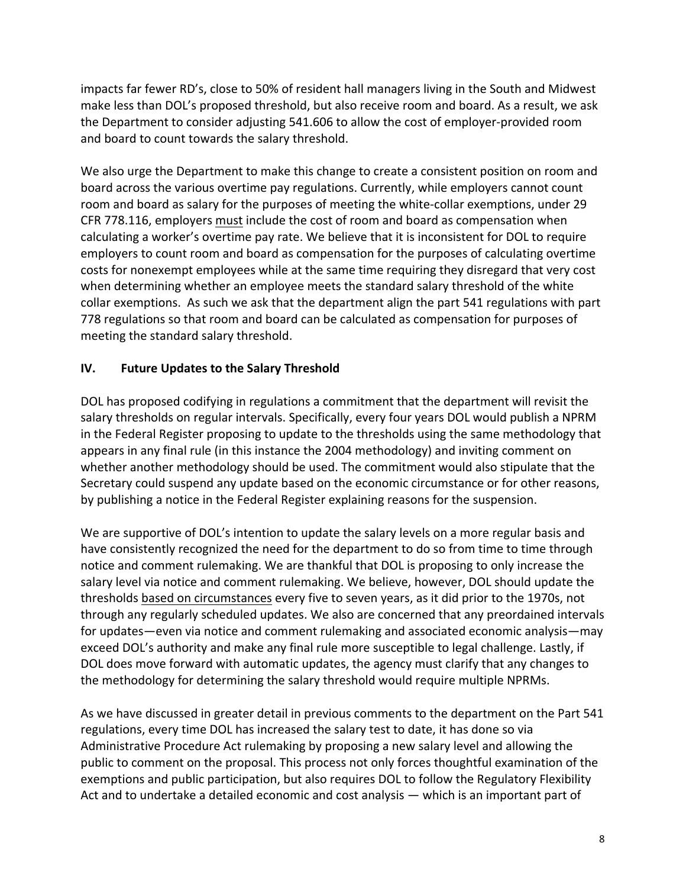impacts far fewer RD's, close to 50% of resident hall managers living in the South and Midwest make less than DOL's proposed threshold, but also receive room and board. As a result, we ask the Department to consider adjusting 541.606 to allow the cost of employer-provided room and board to count towards the salary threshold.

We also urge the Department to make this change to create a consistent position on room and board across the various overtime pay regulations. Currently, while employers cannot count room and board as salary for the purposes of meeting the white-collar exemptions, under 29 CFR 778.116, employers <u>must</u> include the cost of room and board as compensation when calculating a worker's overtime pay rate. We believe that it is inconsistent for DOL to require employers to count room and board as compensation for the purposes of calculating overtime costs for nonexempt employees while at the same time requiring they disregard that very cost when determining whether an employee meets the standard salary threshold of the white collar exemptions. As such we ask that the department align the part 541 regulations with part 778 regulations so that room and board can be calculated as compensation for purposes of meeting the standard salary threshold.

## IV. Future Updates to the Salary Threshold

DOL has proposed codifying in regulations a commitment that the department will revisit the salary thresholds on regular intervals. Specifically, every four years DOL would publish a NPRM in the Federal Register proposing to update to the thresholds using the same methodology that appears in any final rule (in this instance the 2004 methodology) and inviting comment on whether another methodology should be used. The commitment would also stipulate that the Secretary could suspend any update based on the economic circumstance or for other reasons, by publishing a notice in the Federal Register explaining reasons for the suspension.

We are supportive of DOL's intention to update the salary levels on a more regular basis and have consistently recognized the need for the department to do so from time to time through notice and comment rulemaking. We are thankful that DOL is proposing to only increase the salary level via notice and comment rulemaking. We believe, however, DOL should update the thresholds <u>based on circumstances</u> every five to seven years, as it did prior to the 1970s, not through any regularly scheduled updates. We also are concerned that any preordained intervals for updates—even via notice and comment rulemaking and associated economic analysis—may exceed DOL's authority and make any final rule more susceptible to legal challenge. Lastly, if DOL does move forward with automatic updates, the agency must clarify that any changes to the methodology for determining the salary threshold would require multiple NPRMs.

As we have discussed in greater detail in previous comments to the department on the Part 541 regulations, every time DOL has increased the salary test to date, it has done so via Administrative Procedure Act rulemaking by proposing a new salary level and allowing the public to comment on the proposal. This process not only forces thoughtful examination of the exemptions and public participation, but also requires DOL to follow the Regulatory Flexibility Act and to undertake a detailed economic and cost analysis — which is an important part of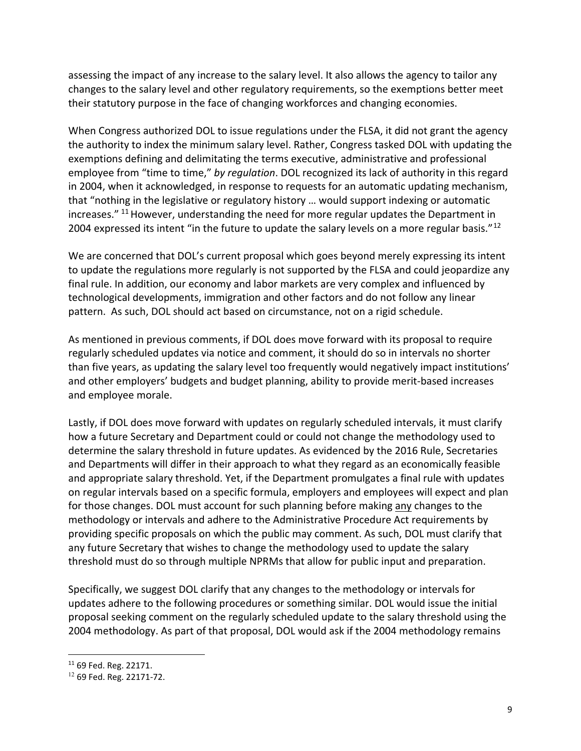assessing the impact of any increase to the salary level. It also allows the agency to tailor any changes to the salary level and other regulatory requirements, so the exemptions better meet their statutory purpose in the face of changing workforces and changing economies.

When Congress authorized DOL to issue regulations under the FLSA, it did not grant the agency the authority to index the minimum salary level. Rather, Congress tasked DOL with updating the exemptions defining and delimitating the terms executive, administrative and professional employee from "time to time," *by regulation*. DOL recognized its lack of authority in this regard in 2004, when it acknowledged, in response to requests for an automatic updating mechanism, that "nothing in the legislative or regulatory history … would support indexing or automatic increases." [11] However, understanding the need for more regular updates the Department in 2004 expressed its intent "in the future to update the salary levels on a more regular basis."[12]

We are concerned that DOL's current proposal which goes beyond merely expressing its intent to update the regulations more regularly is not supported by the FLSA and could jeopardize any final rule. In addition, our economy and labor markets are very complex and influenced by technological developments, immigration and other factors and do not follow any linear pattern. As such, DOL should act based on circumstance, not on a rigid schedule.

As mentioned in previous comments, if DOL does move forward with its proposal to require regularly scheduled updates via notice and comment, it should do so in intervals no shorter than five years, as updating the salary level too frequently would negatively impact institutions' and other employers' budgets and budget planning, ability to provide merit-based increases and employee morale.

Lastly, if DOL does move forward with updates on regularly scheduled intervals, it must clarify how a future Secretary and Department could or could not change the methodology used to determine the salary threshold in future updates. As evidenced by the 2016 Rule, Secretaries and Departments will differ in their approach to what they regard as an economically feasible and appropriate salary threshold. Yet, if the Department promulgates a final rule with updates on regular intervals based on a specific formula, employers and employees will expect and plan for those changes. DOL must account for such planning before making <u>any</u> changes to the methodology or intervals and adhere to the Administrative Procedure Act requirements by providing specific proposals on which the public may comment. As such, DOL must clarify that any future Secretary that wishes to change the methodology used to update the salary threshold must do so through multiple NPRMs that allow for public input and preparation.

Specifically, we suggest DOL clarify that any changes to the methodology or intervals for updates adhere to the following procedures or something similar. DOL would issue the initial proposal seeking comment on the regularly scheduled update to the salary threshold using the 2004 methodology. As part of that proposal, DOL would ask if the 2004 methodology remains

---

[11] 69 Fed. Reg. 22171.

[12] 69 Fed. Reg. 22171-72.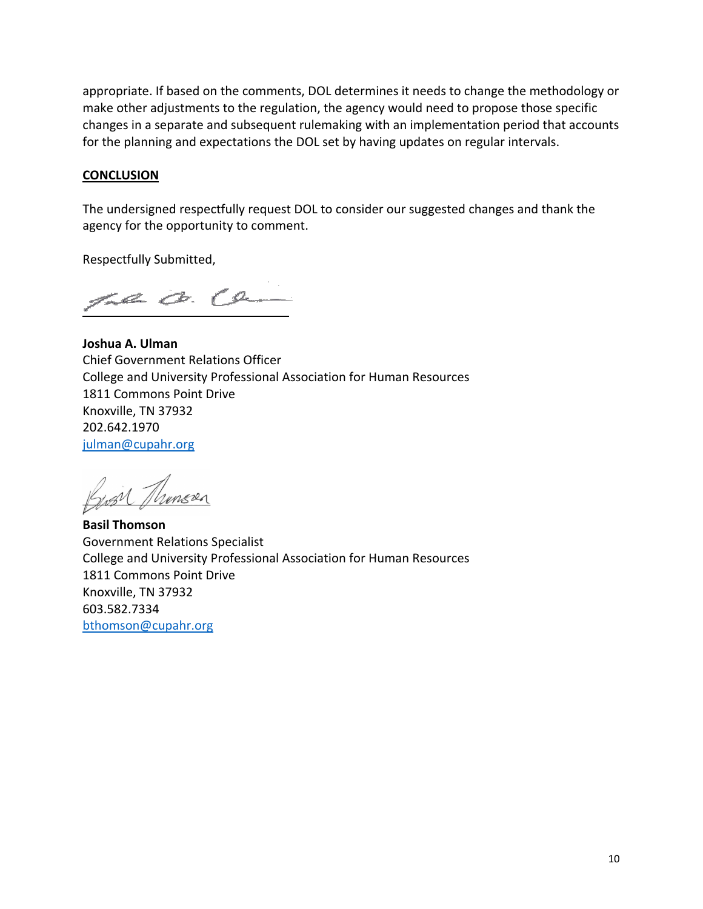appropriate. If based on the comments, DOL determines it needs to change the methodology or make other adjustments to the regulation, the agency would need to propose those specific changes in a separate and subsequent rulemaking with an implementation period that accounts for the planning and expectations the DOL set by having updates on regular intervals.

**CONCLUSION**

The undersigned respectfully request DOL to consider our suggested changes and thank the agency for the opportunity to comment.

Respectfully Submitted,

**Joshua A. Ulman**
Chief Government Relations Officer
College and University Professional Association for Human Resources
1811 Commons Point Drive
Knoxville, TN 37932
202.642.1970
julman@cupahr.org

**Basil Thomson**
Government Relations Specialist
College and University Professional Association for Human Resources
1811 Commons Point Drive
Knoxville, TN 37932
603.582.7334
bthomson@cupahr.org